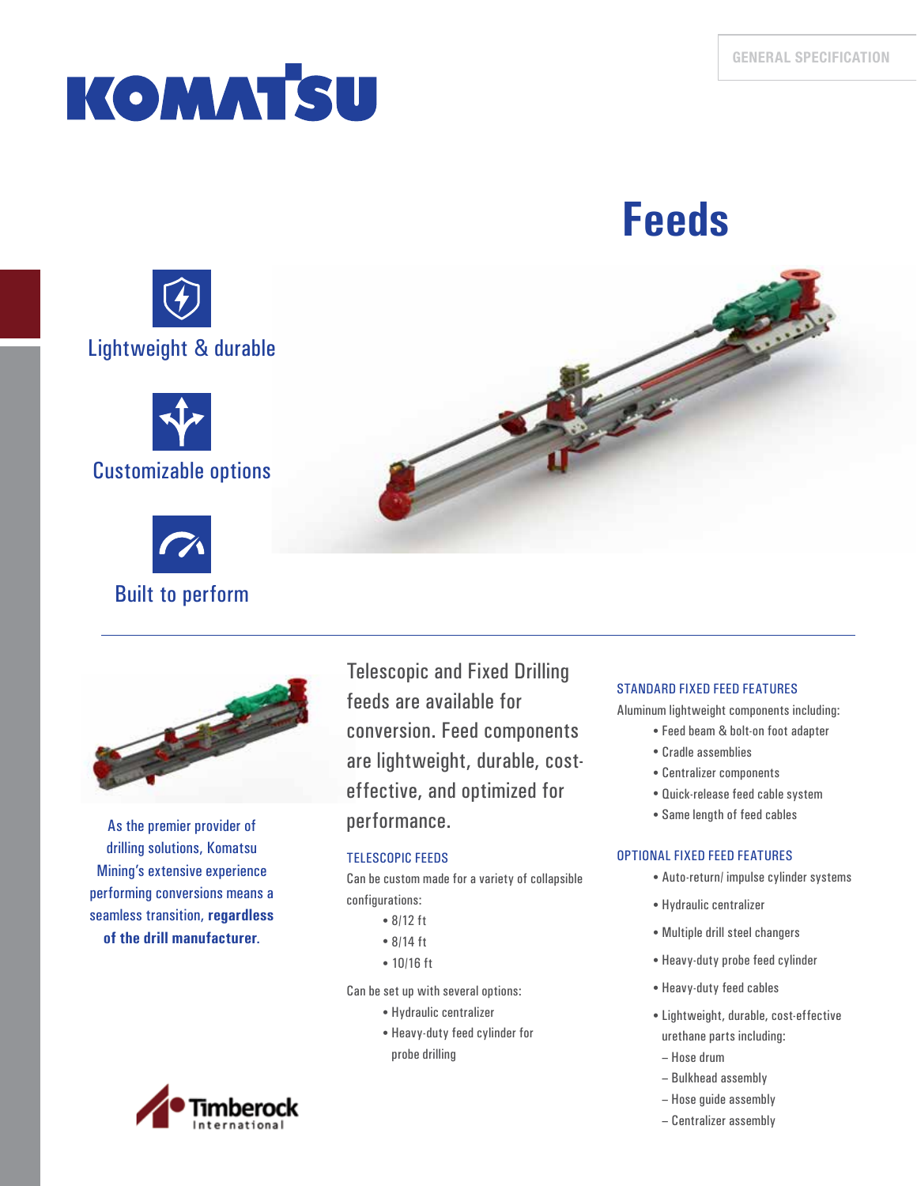GENERAL SPECIFICATION

# Feeds

Lightweight & durable

Customizable options

Built to perform

As the premier provider of drilling solutions, Komatsu Mining's extensive experience performing conversions means a seamless transition, **regardless of the drill manufacturer**.

Telescopic and Fixed Drilling feeds are available for conversion. Feed components are lightweight, durable, cost-effective, and optimized for performance.

### TELESCOPIC FEEDS

Can be custom made for a variety of collapsible configurations:

- 8/12 ft
- 8/14 ft
- 10/16 ft

Can be set up with several options:

- Hydraulic centralizer
- Heavy-duty feed cylinder for probe drilling

### STANDARD FIXED FEED FEATURES

Aluminum lightweight components including:

- Feed beam & bolt-on foot adapter
- Cradle assemblies
- Centralizer components
- Quick-release feed cable system
- Same length of feed cables

### OPTIONAL FIXED FEED FEATURES

- Auto-return/ impulse cylinder systems
- Hydraulic centralizer
- Multiple drill steel changers
- Heavy-duty probe feed cylinder
- Heavy-duty feed cables
- Lightweight, durable, cost-effective urethane parts including:
  - Hose drum
  - Bulkhead assembly
  - Hose guide assembly
  - Centralizer assembly

Timberock International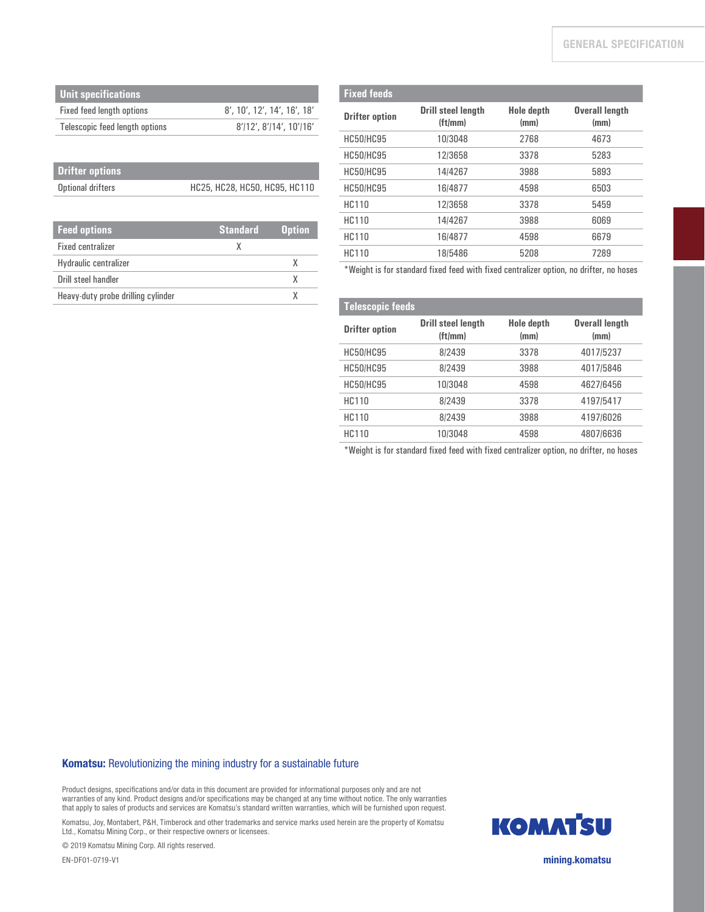GENERAL SPECIFICATION

| Unit specifications | |
|---|---|
| Fixed feed length options | 8', 10', 12', 14', 16', 18' |
| Telescopic feed length options | 8'/12', 8'/14', 10'/16' |

| Drifter options | |
|---|---|
| Optional drifters | HC25, HC28, HC50, HC95, HC110 |

| Feed options | Standard | Option |
|---|---|---|
| Fixed centralizer | X | |
| Hydraulic centralizer | | X |
| Drill steel handler | | X |
| Heavy-duty probe drilling cylinder | | X |

**Fixed feeds**

| Drifter option | Drill steel length (ft/mm) | Hole depth (mm) | Overall length (mm) |
|---|---|---|---|
| HC50/HC95 | 10/3048 | 2768 | 4673 |
| HC50/HC95 | 12/3658 | 3378 | 5283 |
| HC50/HC95 | 14/4267 | 3988 | 5893 |
| HC50/HC95 | 16/4877 | 4598 | 6503 |
| HC110 | 12/3658 | 3378 | 5459 |
| HC110 | 14/4267 | 3988 | 6069 |
| HC110 | 16/4877 | 4598 | 6679 |
| HC110 | 18/5486 | 5208 | 7289 |

*Weight is for standard fixed feed with fixed centralizer option, no drifter, no hoses

**Telescopic feeds**

| Drifter option | Drill steel length (ft/mm) | Hole depth (mm) | Overall length (mm) |
|---|---|---|---|
| HC50/HC95 | 8/2439 | 3378 | 4017/5237 |
| HC50/HC95 | 8/2439 | 3988 | 4017/5846 |
| HC50/HC95 | 10/3048 | 4598 | 4627/6456 |
| HC110 | 8/2439 | 3378 | 4197/5417 |
| HC110 | 8/2439 | 3988 | 4197/6026 |
| HC110 | 10/3048 | 4598 | 4807/6636 |

*Weight is for standard fixed feed with fixed centralizer option, no drifter, no hoses

**Komatsu:** Revolutionizing the mining industry for a sustainable future

Product designs, specifications and/or data in this document are provided for informational purposes only and are not warranties of any kind. Product designs and/or specifications may be changed at any time without notice. The only warranties that apply to sales of products and services are Komatsu's standard written warranties, which will be furnished upon request.

Komatsu, Joy, Montabert, P&H, Timberock and other trademarks and service marks used herein are the property of Komatsu Ltd., Komatsu Mining Corp., or their respective owners or licensees.

© 2019 Komatsu Mining Corp. All rights reserved.

EN-DF01-0719-V1

KOMATSU

mining.komatsu